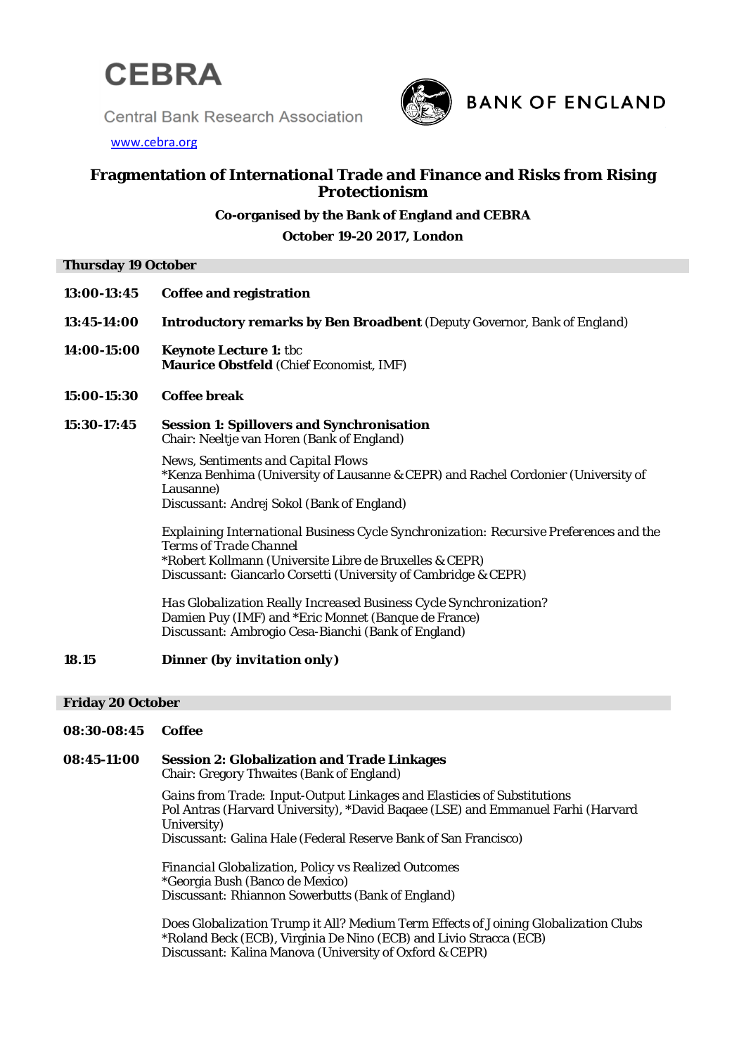CEBRA

Central Bank Research Association

www.cebra.org

BANK OF ENGLAND

# Fragmentation of International Trade and Finance and Risks from Rising Protectionism

**Co-organised by the Bank of England and CEBRA**

**October 19-20 2017, London**

## Thursday 19 October

**13:00-13:45** **Coffee and registration**

**13:45-14:00** **Introductory remarks by Ben Broadbent** (Deputy Governor, Bank of England)

**14:00-15:00** **Keynote Lecture 1:** tbc
**Maurice Obstfeld** (Chief Economist, IMF)

**15:00-15:30** **Coffee break**

**15:30-17:45** **Session 1: Spillovers and Synchronisation**
Chair: Neeltje van Horen (Bank of England)

*News, Sentiments and Capital Flows*
*Kenza Benhima (University of Lausanne & CEPR) and Rachel Cordonier (University of Lausanne)
Discussant: Andrej Sokol (Bank of England)

*Explaining International Business Cycle Synchronization: Recursive Preferences and the Terms of Trade Channel*
*Robert Kollmann (Universite Libre de Bruxelles & CEPR)
Discussant: Giancarlo Corsetti (University of Cambridge & CEPR)

*Has Globalization Really Increased Business Cycle Synchronization?*
Damien Puy (IMF) and *Eric Monnet (Banque de France)
Discussant: Ambrogio Cesa-Bianchi (Bank of England)

**18.15** ***Dinner (by invitation only)***

## Friday 20 October

**08:30-08:45** **Coffee**

**08:45-11:00** **Session 2: Globalization and Trade Linkages**
Chair: Gregory Thwaites (Bank of England)

*Gains from Trade: Input-Output Linkages and Elasticies of Substitutions*
Pol Antras (Harvard University), *David Baqaee (LSE) and Emmanuel Farhi (Harvard University)
Discussant: Galina Hale (Federal Reserve Bank of San Francisco)

*Financial Globalization, Policy vs Realized Outcomes*
*Georgia Bush (Banco de Mexico)
Discussant: Rhiannon Sowerbutts (Bank of England)

*Does Globalization Trump it All? Medium Term Effects of Joining Globalization Clubs*
*Roland Beck (ECB), Virginia De Nino (ECB) and Livio Stracca (ECB)
Discussant: Kalina Manova (University of Oxford & CEPR)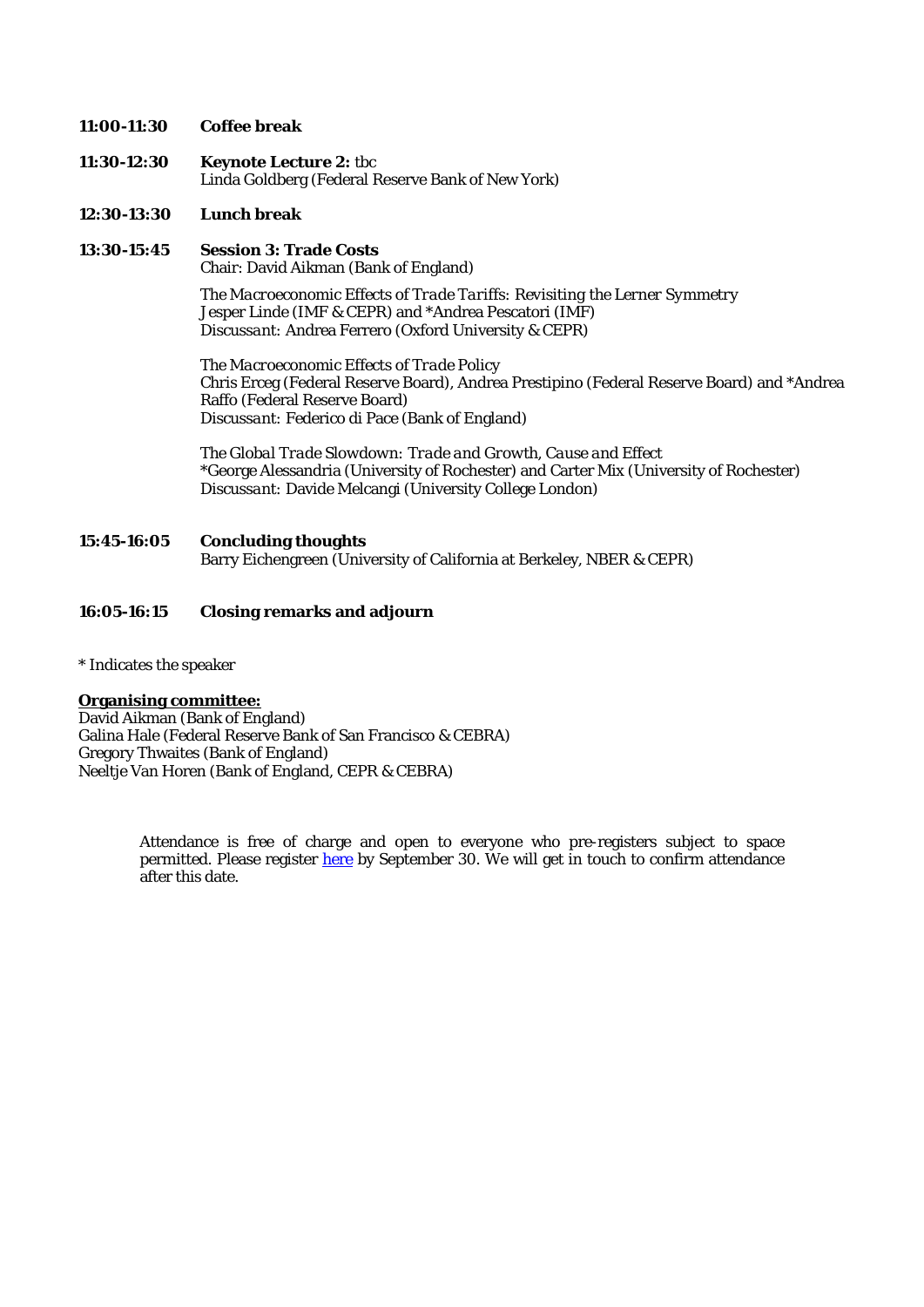**11:00-11:30** **Coffee break**

**11:30-12:30** **Keynote Lecture 2:** tbc
Linda Goldberg (Federal Reserve Bank of New York)

**12:30-13:30** **Lunch break**

**13:30-15:45** **Session 3: Trade Costs**
Chair: David Aikman (Bank of England)

*The Macroeconomic Effects of Trade Tariffs: Revisiting the Lerner Symmetry*
Jesper Linde (IMF & CEPR) and *Andrea Pescatori (IMF)
*Discussant:* Andrea Ferrero (Oxford University & CEPR)

*The Macroeconomic Effects of Trade Policy*
Chris Erceg (Federal Reserve Board), Andrea Prestipino (Federal Reserve Board) and *Andrea Raffo (Federal Reserve Board)
*Discussant:* Federico di Pace (Bank of England)

*The Global Trade Slowdown: Trade and Growth, Cause and Effect*
*George Alessandria (University of Rochester) and Carter Mix (University of Rochester)
*Discussant:* Davide Melcangi (University College London)

**15:45-16:05** **Concluding thoughts**
Barry Eichengreen (University of California at Berkeley, NBER & CEPR)

**16:05-16:15** **Closing remarks and adjourn**

* Indicates the speaker

**Organising committee:**
David Aikman (Bank of England)
Galina Hale (Federal Reserve Bank of San Francisco & CEBRA)
Gregory Thwaites (Bank of England)
Neeltje Van Horen (Bank of England, CEPR & CEBRA)

Attendance is free of charge and open to everyone who pre-registers subject to space permitted. Please register here by September 30. We will get in touch to confirm attendance after this date.